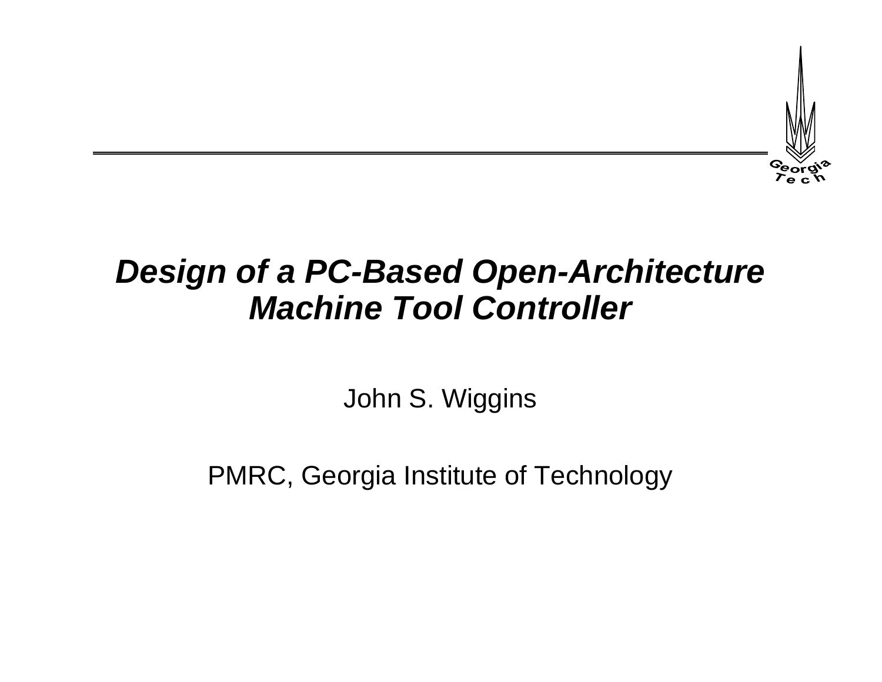# ***Design of a PC-Based Open-Architecture Machine Tool Controller***

John S. Wiggins

PMRC, Georgia Institute of Technology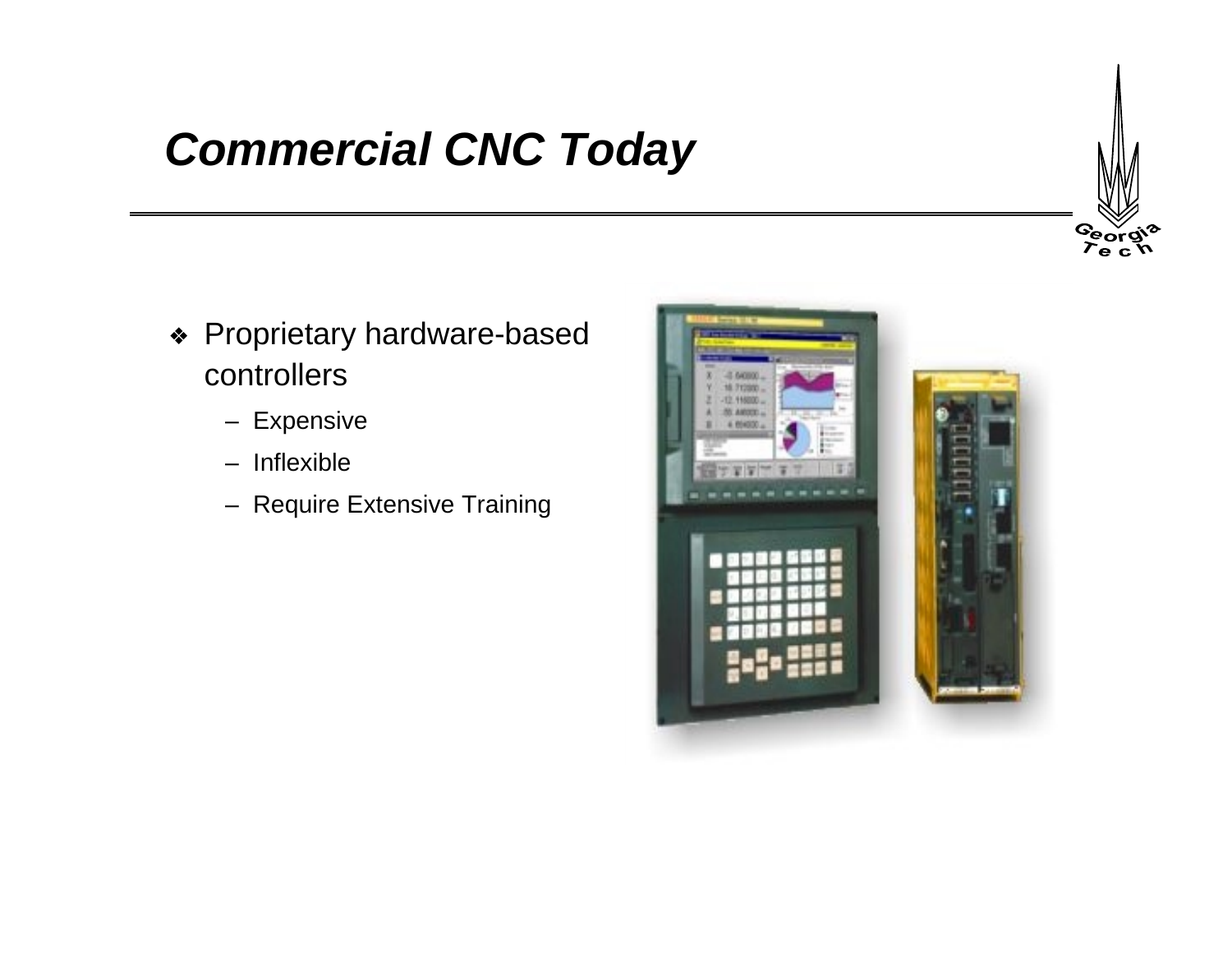# *Commercial CNC Today*

- Proprietary hardware-based controllers
  - Expensive
  - Inflexible
  - Require Extensive Training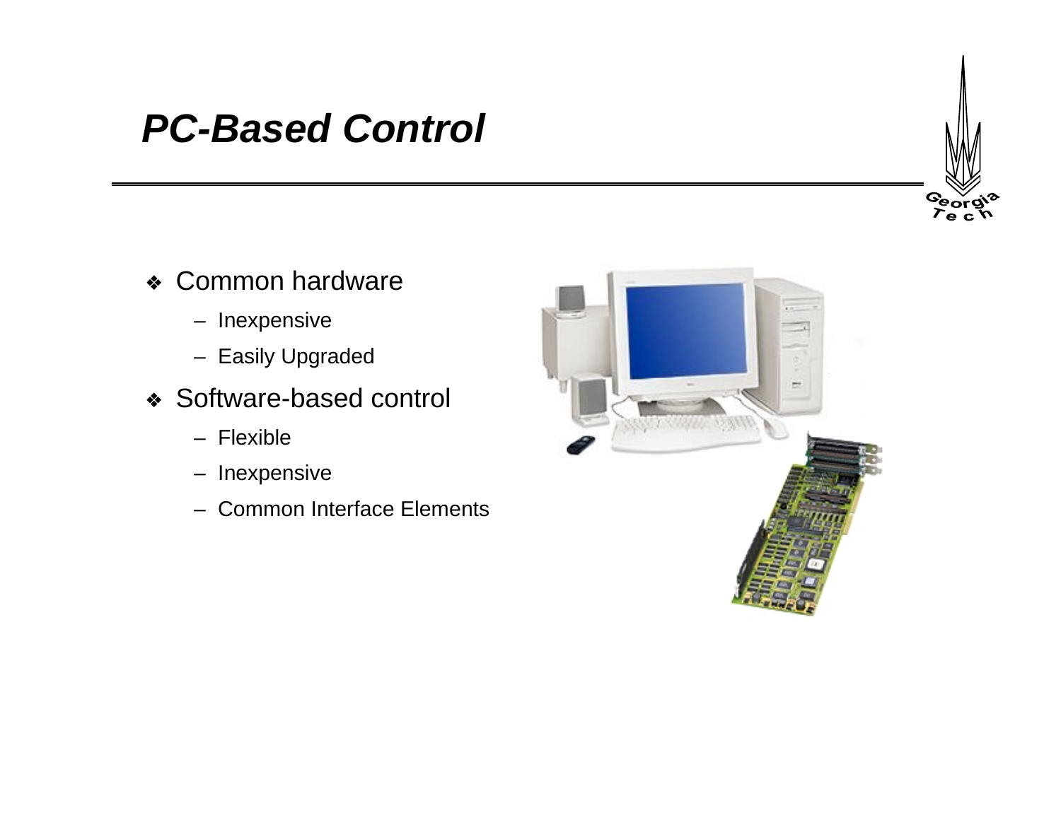# PC-Based Control

- Common hardware
  - Inexpensive
  - Easily Upgraded
- Software-based control
  - Flexible
  - Inexpensive
  - Common Interface Elements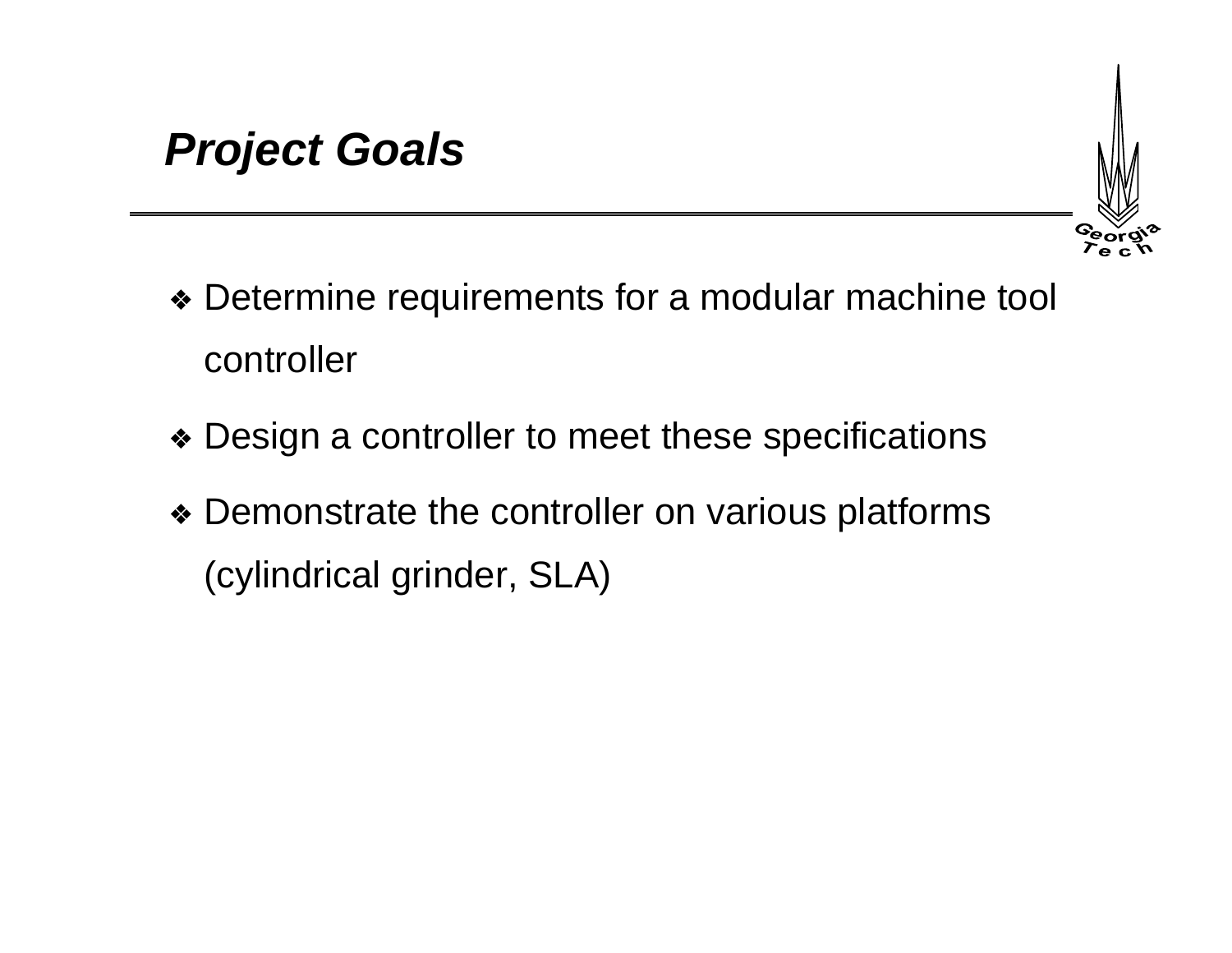## *Project Goals*

- Determine requirements for a modular machine tool controller
- Design a controller to meet these specifications
- Demonstrate the controller on various platforms (cylindrical grinder, SLA)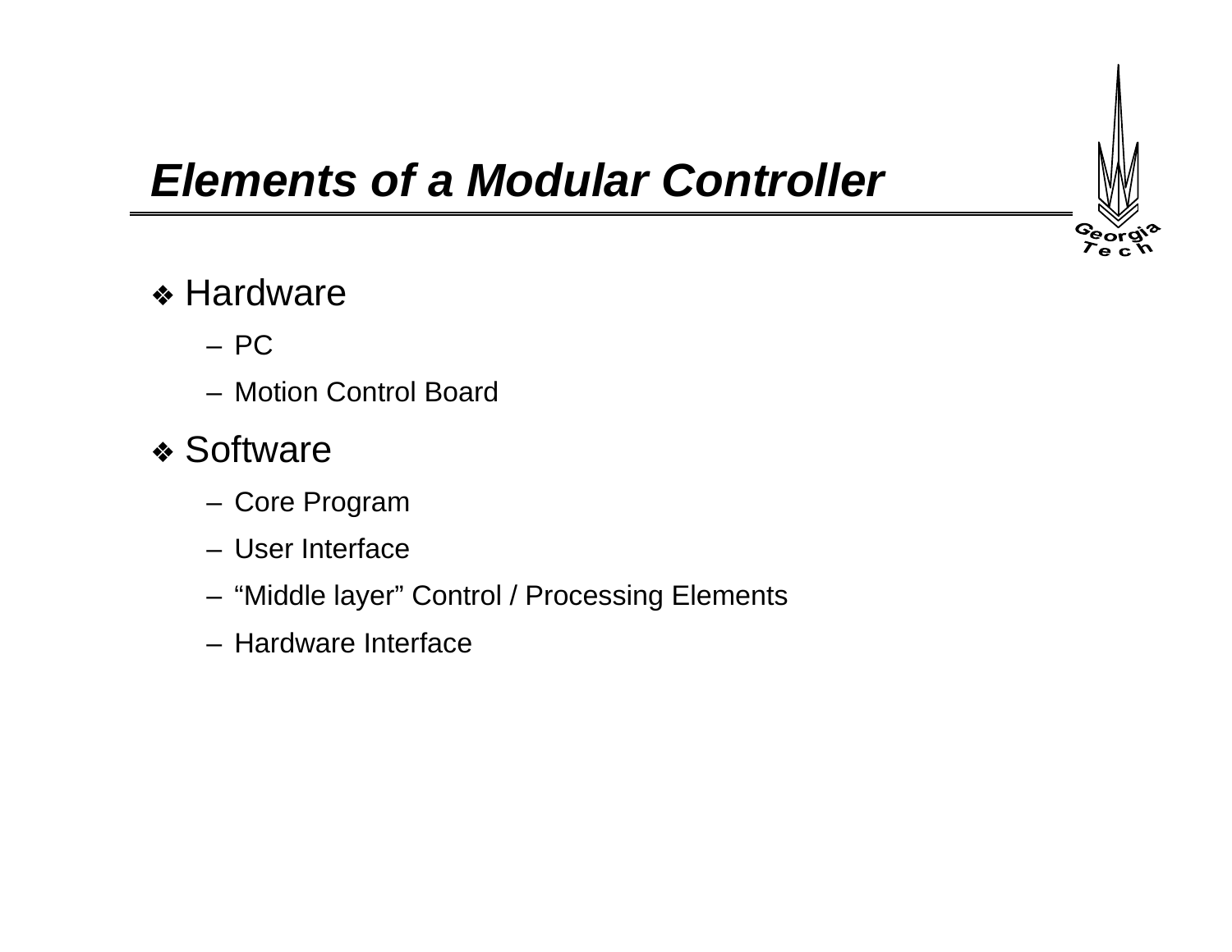# ***Elements of a Modular Controller***

- Hardware
  - PC
  - Motion Control Board
- Software
  - Core Program
  - User Interface
  - “Middle layer” Control / Processing Elements
  - Hardware Interface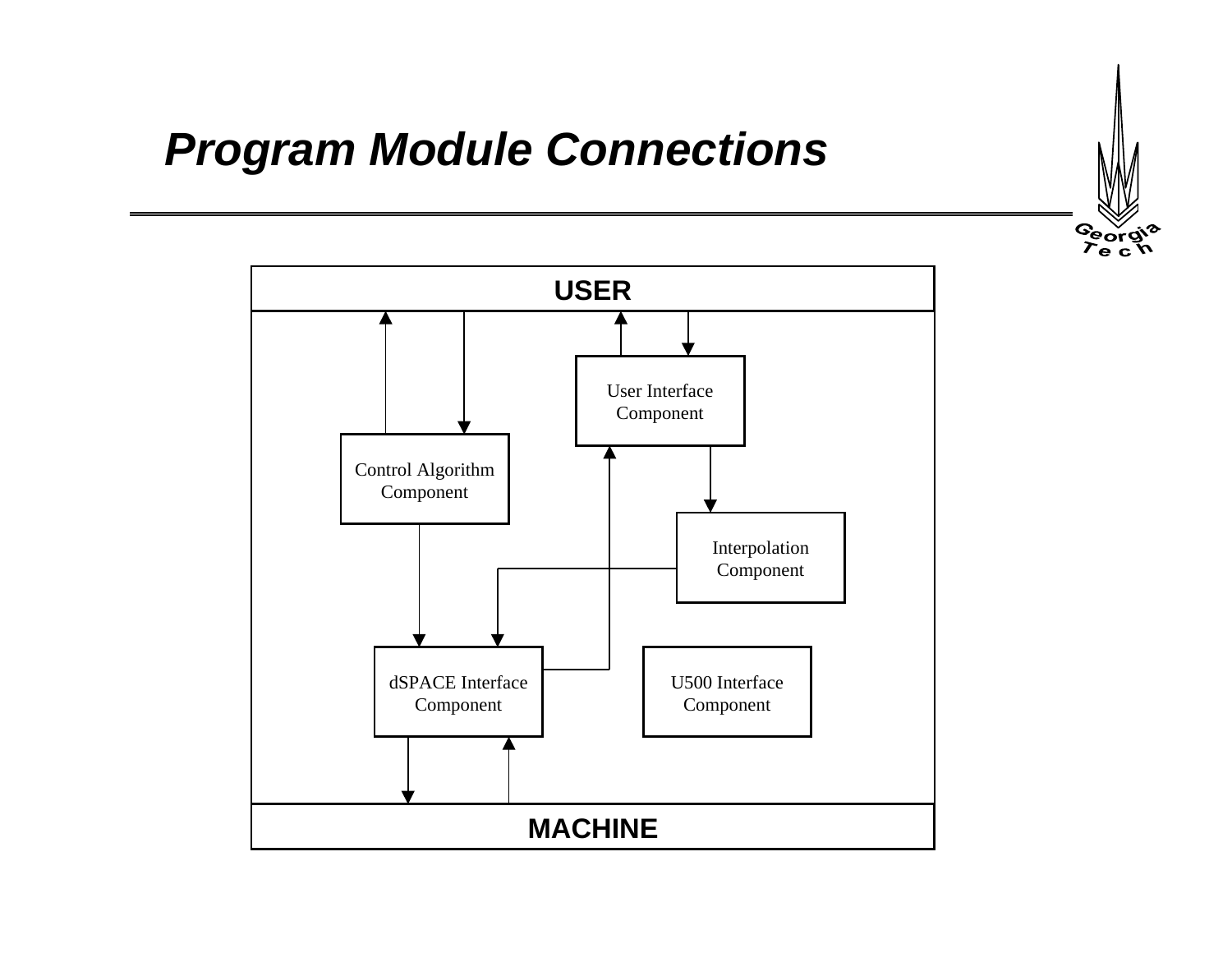# Program Module Connections

USER

User Interface Component

Control Algorithm Component

Interpolation Component

dSPACE Interface Component

U500 Interface Component

MACHINE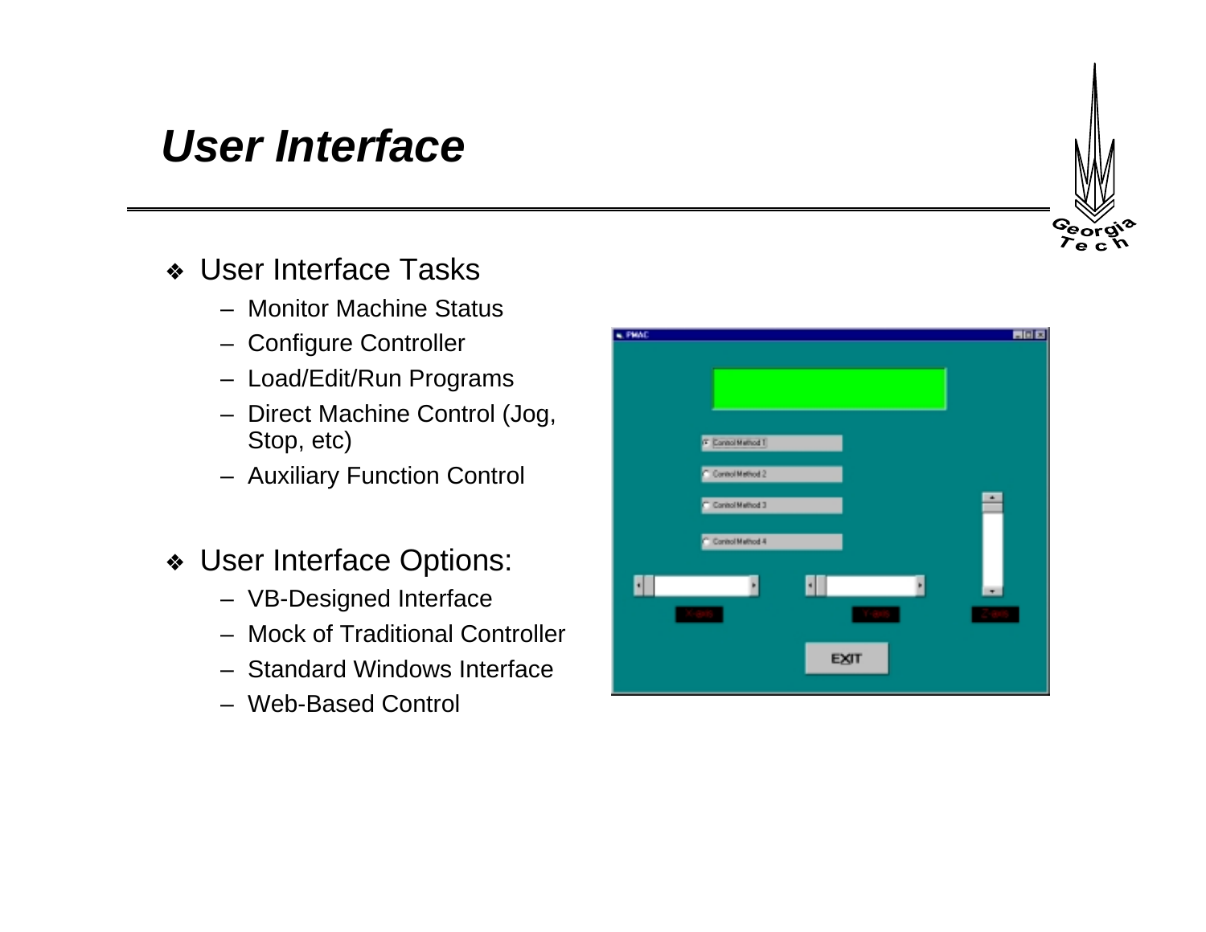# *User Interface*

- User Interface Tasks
  - Monitor Machine Status
  - Configure Controller
  - Load/Edit/Run Programs
  - Direct Machine Control (Jog, Stop, etc)
  - Auxiliary Function Control

- User Interface Options:
  - VB-Designed Interface
  - Mock of Traditional Controller
  - Standard Windows Interface
  - Web-Based Control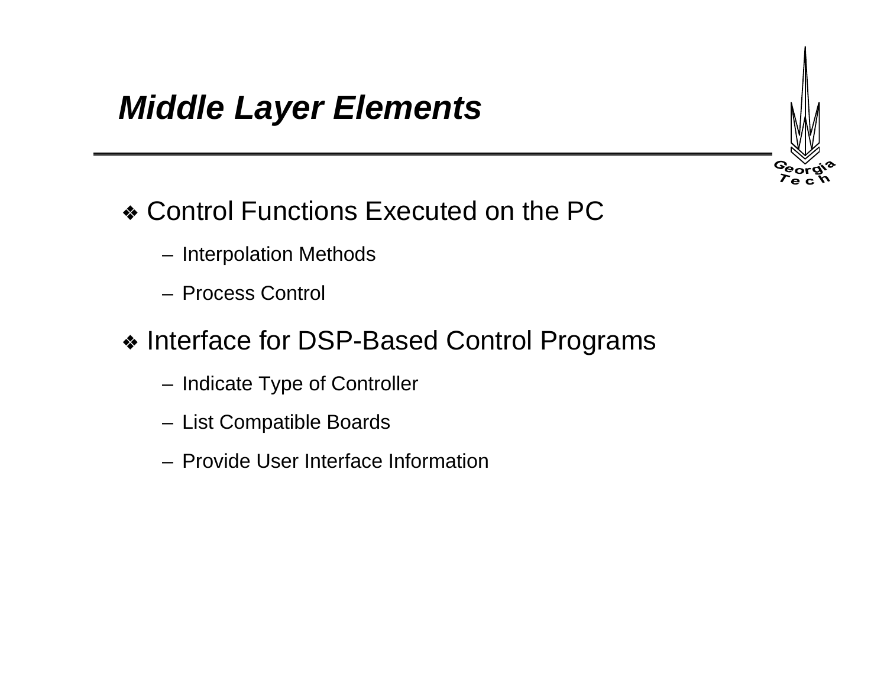# *Middle Layer Elements*

- Control Functions Executed on the PC
  - Interpolation Methods
  - Process Control
- Interface for DSP-Based Control Programs
  - Indicate Type of Controller
  - List Compatible Boards
  - Provide User Interface Information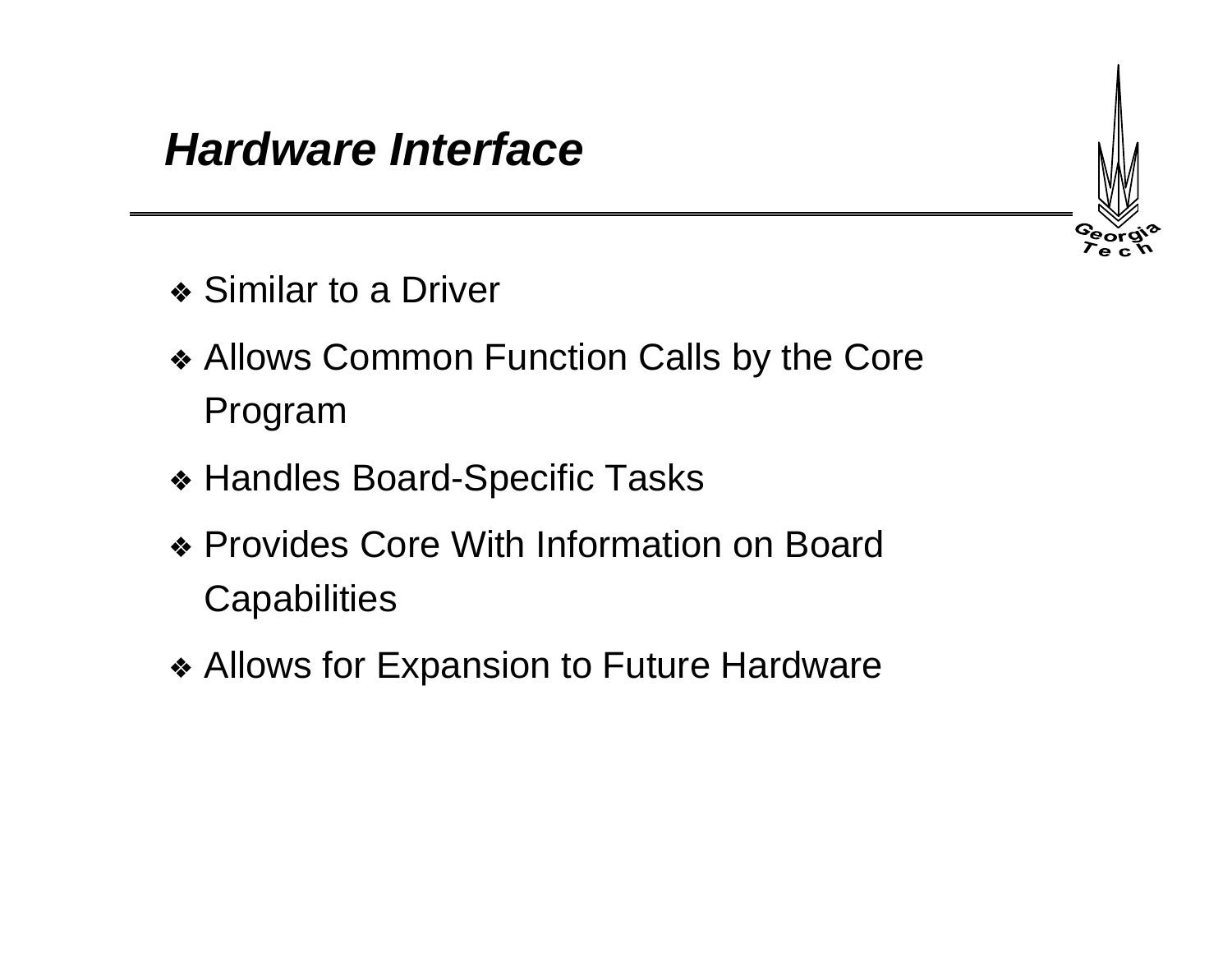## *Hardware Interface*

- Similar to a Driver
- Allows Common Function Calls by the Core Program
- Handles Board-Specific Tasks
- Provides Core With Information on Board Capabilities
- Allows for Expansion to Future Hardware